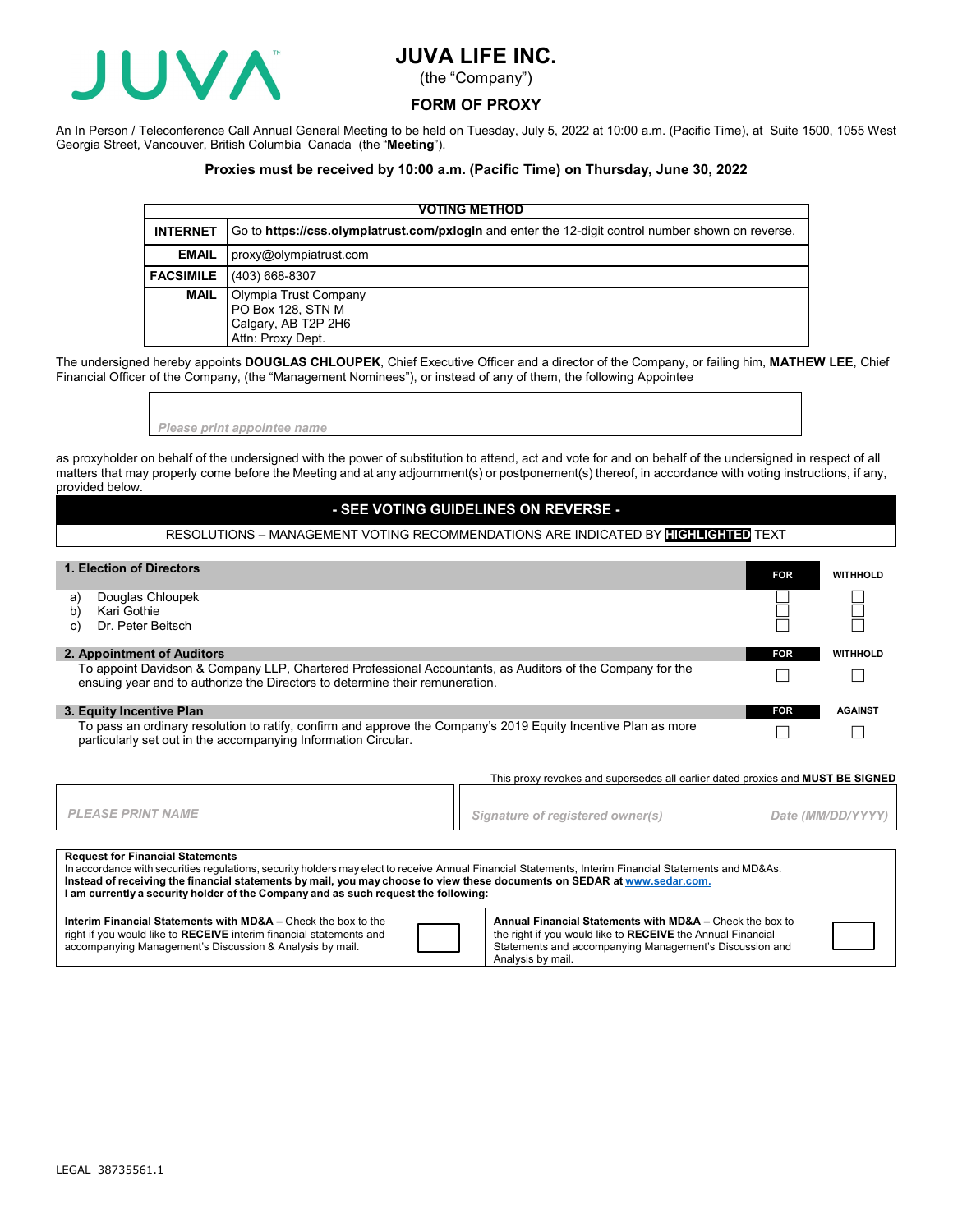# JUVA LIFE INC.

(the "Company")

## FORM OF PROXY

An In Person / Teleconference Call Annual General Meeting to be held on Tuesday, July 5, 2022 at 10:00 a.m. (Pacific Time), at Suite 1500, 1055 West Georgia Street, Vancouver, British Columbia Canada (the "**Meeting**").

**Proxies must be received by 10:00 a.m. (Pacific Time) on Thursday, June 30, 2022**

| VOTING METHOD | |
|---|---|
| **INTERNET** | Go to **https://css.olympiatrust.com/pxlogin** and enter the 12-digit control number shown on reverse. |
| **EMAIL** | proxy@olympiatrust.com |
| **FACSIMILE** | (403) 668-8307 |
| **MAIL** | Olympia Trust Company<br>PO Box 128, STN M<br>Calgary, AB T2P 2H6<br>Attn: Proxy Dept. |

The undersigned hereby appoints **DOUGLAS CHLOUPEK**, Chief Executive Officer and a director of the Company, or failing him, **MATHEW LEE**, Chief Financial Officer of the Company, (the "Management Nominees"), or instead of any of them, the following Appointee

*Please print appointee name*

as proxyholder on behalf of the undersigned with the power of substitution to attend, act and vote for and on behalf of the undersigned in respect of all matters that may properly come before the Meeting and at any adjournment(s) or postponement(s) thereof, in accordance with voting instructions, if any, provided below.

**- SEE VOTING GUIDELINES ON REVERSE -**

RESOLUTIONS – MANAGEMENT VOTING RECOMMENDATIONS ARE INDICATED BY **HIGHLIGHTED** TEXT

| **1. Election of Directors** | **FOR** | **WITHHOLD** |
|---|---|---|
| a) Douglas Chloupek | ☐ | ☐ |
| b) Kari Gothie | ☐ | ☐ |
| c) Dr. Peter Beitsch | ☐ | ☐ |

| **2. Appointment of Auditors** | **FOR** | **WITHHOLD** |
|---|---|---|
| To appoint Davidson & Company LLP, Chartered Professional Accountants, as Auditors of the Company for the ensuing year and to authorize the Directors to determine their remuneration. | ☐ | ☐ |

| **3. Equity Incentive Plan** | **FOR** | **AGAINST** |
|---|---|---|
| To pass an ordinary resolution to ratify, confirm and approve the Company's 2019 Equity Incentive Plan as more particularly set out in the accompanying Information Circular. | ☐ | ☐ |

This proxy revokes and supersedes all earlier dated proxies and **MUST BE SIGNED**

| *PLEASE PRINT NAME* | *Signature of registered owner(s)* | *Date (MM/DD/YYYY)* |
|---|---|---|
| | | |

**Request for Financial Statements**

In accordance with securities regulations, security holders may elect to receive Annual Financial Statements, Interim Financial Statements and MD&As.
**Instead of receiving the financial statements by mail, you may choose to view these documents on SEDAR at www.sedar.com.**
**I am currently a security holder of the Company and as such request the following:**

| **Interim Financial Statements with MD&A –** Check the box to the right if you would like to **RECEIVE** interim financial statements and accompanying Management's Discussion & Analysis by mail. | ☐ | **Annual Financial Statements with MD&A –** Check the box to the right if you would like to **RECEIVE** the Annual Financial Statements and accompanying Management's Discussion and Analysis by mail. | ☐ |
|---|---|---|---|

LEGAL_38735561.1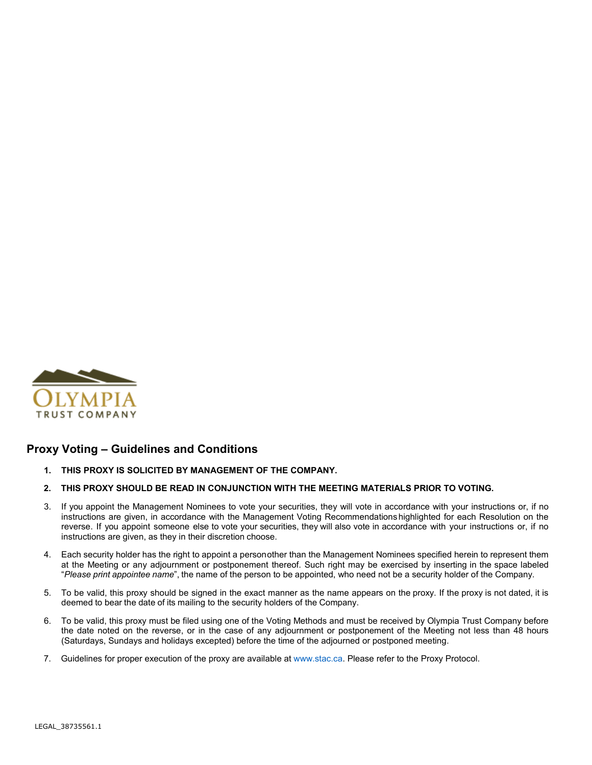OLYMPIA
TRUST COMPANY

## Proxy Voting – Guidelines and Conditions

1. **THIS PROXY IS SOLICITED BY MANAGEMENT OF THE COMPANY.**

2. **THIS PROXY SHOULD BE READ IN CONJUNCTION WITH THE MEETING MATERIALS PRIOR TO VOTING.**

3. If you appoint the Management Nominees to vote your securities, they will vote in accordance with your instructions or, if no instructions are given, in accordance with the Management Voting Recommendations highlighted for each Resolution on the reverse. If you appoint someone else to vote your securities, they will also vote in accordance with your instructions or, if no instructions are given, as they in their discretion choose.

4. Each security holder has the right to appoint a person other than the Management Nominees specified herein to represent them at the Meeting or any adjournment or postponement thereof. Such right may be exercised by inserting in the space labeled "*Please print appointee name*", the name of the person to be appointed, who need not be a security holder of the Company.

5. To be valid, this proxy should be signed in the exact manner as the name appears on the proxy. If the proxy is not dated, it is deemed to bear the date of its mailing to the security holders of the Company.

6. To be valid, this proxy must be filed using one of the Voting Methods and must be received by Olympia Trust Company before the date noted on the reverse, or in the case of any adjournment or postponement of the Meeting not less than 48 hours (Saturdays, Sundays and holidays excepted) before the time of the adjourned or postponed meeting.

7. Guidelines for proper execution of the proxy are available at www.stac.ca. Please refer to the Proxy Protocol.

LEGAL_38735561.1